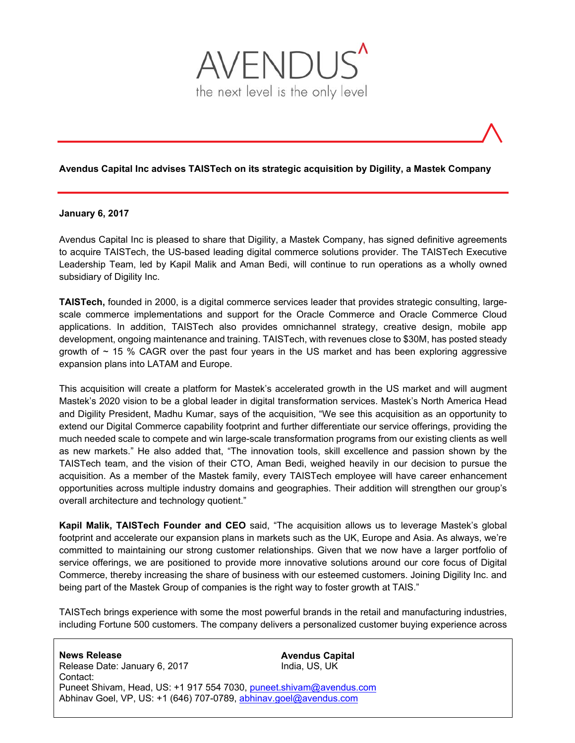AVENDUS

the next level is the only level

**Avendus Capital Inc advises TAISTech on its strategic acquisition by Digility, a Mastek Company**

**January 6, 2017**

Avendus Capital Inc is pleased to share that Digility, a Mastek Company, has signed definitive agreements to acquire TAISTech, the US-based leading digital commerce solutions provider. The TAISTech Executive Leadership Team, led by Kapil Malik and Aman Bedi, will continue to run operations as a wholly owned subsidiary of Digility Inc.

**TAISTech,** founded in 2000, is a digital commerce services leader that provides strategic consulting, large-scale commerce implementations and support for the Oracle Commerce and Oracle Commerce Cloud applications. In addition, TAISTech also provides omnichannel strategy, creative design, mobile app development, ongoing maintenance and training. TAISTech, with revenues close to $30M, has posted steady growth of ~ 15 % CAGR over the past four years in the US market and has been exploring aggressive expansion plans into LATAM and Europe.

This acquisition will create a platform for Mastek's accelerated growth in the US market and will augment Mastek's 2020 vision to be a global leader in digital transformation services. Mastek's North America Head and Digility President, Madhu Kumar, says of the acquisition, "We see this acquisition as an opportunity to extend our Digital Commerce capability footprint and further differentiate our service offerings, providing the much needed scale to compete and win large-scale transformation programs from our existing clients as well as new markets." He also added that, "The innovation tools, skill excellence and passion shown by the TAISTech team, and the vision of their CTO, Aman Bedi, weighed heavily in our decision to pursue the acquisition. As a member of the Mastek family, every TAISTech employee will have career enhancement opportunities across multiple industry domains and geographies. Their addition will strengthen our group's overall architecture and technology quotient."

**Kapil Malik, TAISTech Founder and CEO** said, "The acquisition allows us to leverage Mastek's global footprint and accelerate our expansion plans in markets such as the UK, Europe and Asia. As always, we're committed to maintaining our strong customer relationships. Given that we now have a larger portfolio of service offerings, we are positioned to provide more innovative solutions around our core focus of Digital Commerce, thereby increasing the share of business with our esteemed customers. Joining Digility Inc. and being part of the Mastek Group of companies is the right way to foster growth at TAIS."

TAISTech brings experience with some the most powerful brands in the retail and manufacturing industries, including Fortune 500 customers. The company delivers a personalized customer buying experience across

**News Release**
Release Date: January 6, 2017
Contact:
Puneet Shivam, Head, US: +1 917 554 7030, puneet.shivam@avendus.com
Abhinav Goel, VP, US: +1 (646) 707-0789, abhinav.goel@avendus.com

**Avendus Capital**
India, US, UK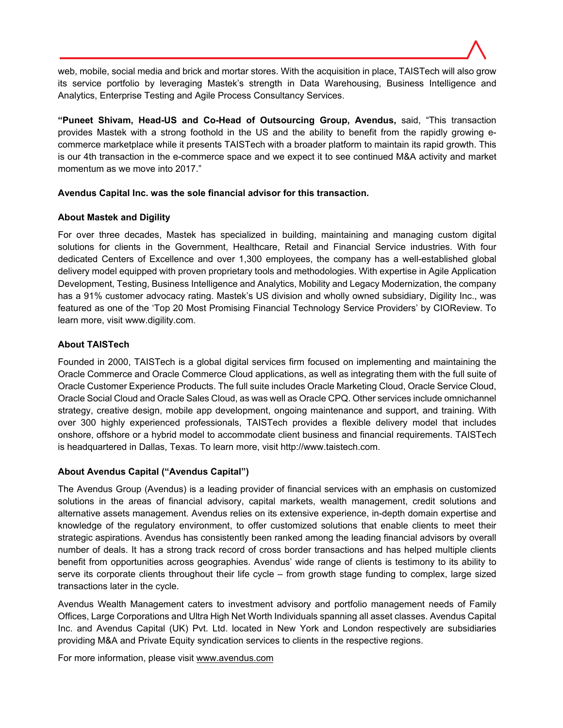web, mobile, social media and brick and mortar stores. With the acquisition in place, TAISTech will also grow its service portfolio by leveraging Mastek's strength in Data Warehousing, Business Intelligence and Analytics, Enterprise Testing and Agile Process Consultancy Services.

**"Puneet Shivam, Head-US and Co-Head of Outsourcing Group, Avendus,** said, "This transaction provides Mastek with a strong foothold in the US and the ability to benefit from the rapidly growing e-commerce marketplace while it presents TAISTech with a broader platform to maintain its rapid growth. This is our 4th transaction in the e-commerce space and we expect it to see continued M&A activity and market momentum as we move into 2017."

**Avendus Capital Inc. was the sole financial advisor for this transaction.**

**About Mastek and Digility**

For over three decades, Mastek has specialized in building, maintaining and managing custom digital solutions for clients in the Government, Healthcare, Retail and Financial Service industries. With four dedicated Centers of Excellence and over 1,300 employees, the company has a well-established global delivery model equipped with proven proprietary tools and methodologies. With expertise in Agile Application Development, Testing, Business Intelligence and Analytics, Mobility and Legacy Modernization, the company has a 91% customer advocacy rating. Mastek's US division and wholly owned subsidiary, Digility Inc., was featured as one of the 'Top 20 Most Promising Financial Technology Service Providers' by CIOReview. To learn more, visit www.digility.com.

**About TAISTech**

Founded in 2000, TAISTech is a global digital services firm focused on implementing and maintaining the Oracle Commerce and Oracle Commerce Cloud applications, as well as integrating them with the full suite of Oracle Customer Experience Products. The full suite includes Oracle Marketing Cloud, Oracle Service Cloud, Oracle Social Cloud and Oracle Sales Cloud, as was well as Oracle CPQ. Other services include omnichannel strategy, creative design, mobile app development, ongoing maintenance and support, and training. With over 300 highly experienced professionals, TAISTech provides a flexible delivery model that includes onshore, offshore or a hybrid model to accommodate client business and financial requirements. TAISTech is headquartered in Dallas, Texas. To learn more, visit http://www.taistech.com.

**About Avendus Capital ("Avendus Capital")**

The Avendus Group (Avendus) is a leading provider of financial services with an emphasis on customized solutions in the areas of financial advisory, capital markets, wealth management, credit solutions and alternative assets management. Avendus relies on its extensive experience, in-depth domain expertise and knowledge of the regulatory environment, to offer customized solutions that enable clients to meet their strategic aspirations. Avendus has consistently been ranked among the leading financial advisors by overall number of deals. It has a strong track record of cross border transactions and has helped multiple clients benefit from opportunities across geographies. Avendus' wide range of clients is testimony to its ability to serve its corporate clients throughout their life cycle – from growth stage funding to complex, large sized transactions later in the cycle.

Avendus Wealth Management caters to investment advisory and portfolio management needs of Family Offices, Large Corporations and Ultra High Net Worth Individuals spanning all asset classes. Avendus Capital Inc. and Avendus Capital (UK) Pvt. Ltd. located in New York and London respectively are subsidiaries providing M&A and Private Equity syndication services to clients in the respective regions.

For more information, please visit www.avendus.com